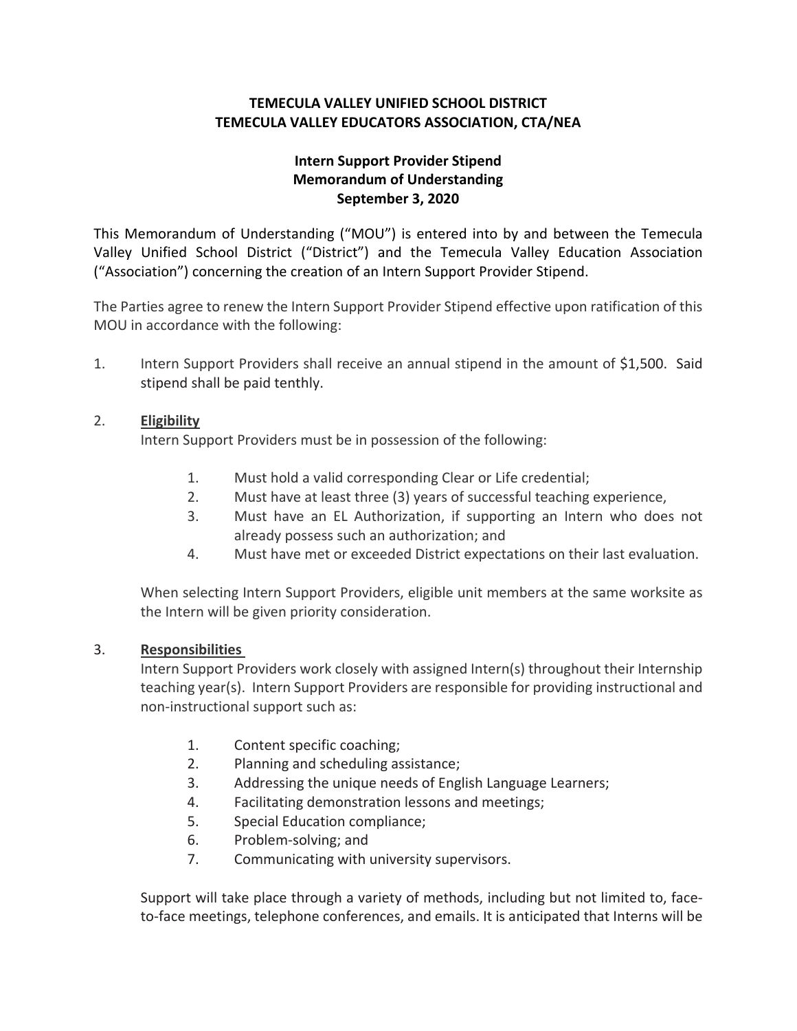**TEMECULA VALLEY UNIFIED SCHOOL DISTRICT**
**TEMECULA VALLEY EDUCATORS ASSOCIATION, CTA/NEA**

**Intern Support Provider Stipend**
**Memorandum of Understanding**
**September 3, 2020**

This Memorandum of Understanding ("MOU") is entered into by and between the Temecula Valley Unified School District ("District") and the Temecula Valley Education Association ("Association") concerning the creation of an Intern Support Provider Stipend.

The Parties agree to renew the Intern Support Provider Stipend effective upon ratification of this MOU in accordance with the following:

1. Intern Support Providers shall receive an annual stipend in the amount of $1,500. Said stipend shall be paid tenthly.

2. **Eligibility**

   Intern Support Providers must be in possession of the following:

   1. Must hold a valid corresponding Clear or Life credential;
   2. Must have at least three (3) years of successful teaching experience,
   3. Must have an EL Authorization, if supporting an Intern who does not already possess such an authorization; and
   4. Must have met or exceeded District expectations on their last evaluation.

   When selecting Intern Support Providers, eligible unit members at the same worksite as the Intern will be given priority consideration.

3. **Responsibilities**

   Intern Support Providers work closely with assigned Intern(s) throughout their Internship teaching year(s). Intern Support Providers are responsible for providing instructional and non-instructional support such as:

   1. Content specific coaching;
   2. Planning and scheduling assistance;
   3. Addressing the unique needs of English Language Learners;
   4. Facilitating demonstration lessons and meetings;
   5. Special Education compliance;
   6. Problem-solving; and
   7. Communicating with university supervisors.

   Support will take place through a variety of methods, including but not limited to, face-to-face meetings, telephone conferences, and emails. It is anticipated that Interns will be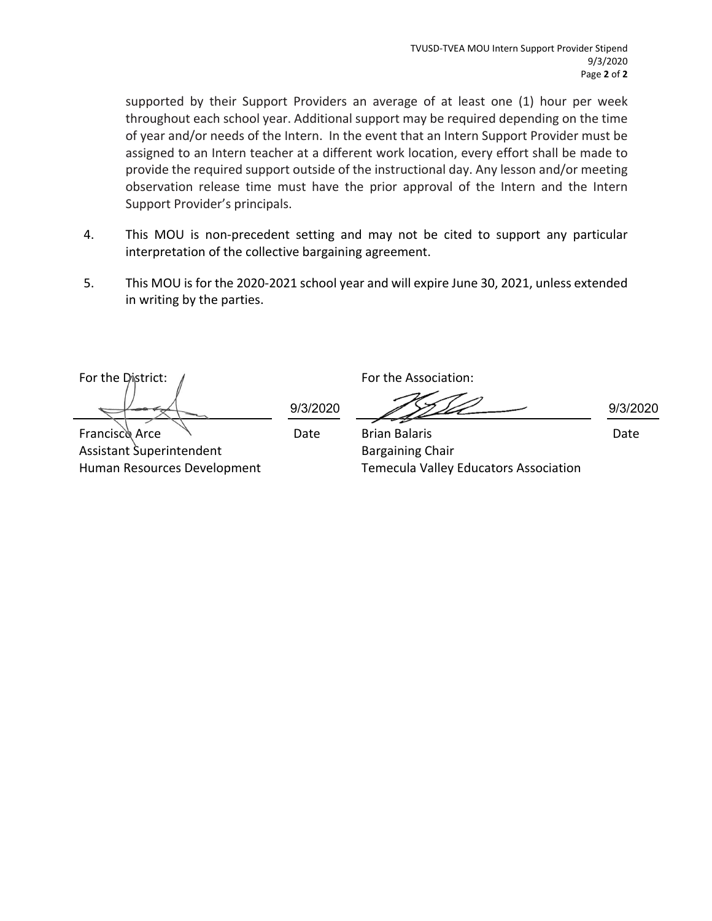supported by their Support Providers an average of at least one (1) hour per week throughout each school year. Additional support may be required depending on the time of year and/or needs of the Intern. In the event that an Intern Support Provider must be assigned to an Intern teacher at a different work location, every effort shall be made to provide the required support outside of the instructional day. Any lesson and/or meeting observation release time must have the prior approval of the Intern and the Intern Support Provider's principals.

4. This MOU is non-precedent setting and may not be cited to support any particular interpretation of the collective bargaining agreement.

5. This MOU is for the 2020-2021 school year and will expire June 30, 2021, unless extended in writing by the parties.

| For the District: | | For the Association: | |
|---|---|---|---|
| | 9/3/2020 | | 9/3/2020 |
| Francisco Arce | Date | Brian Balaris | Date |
| Assistant Superintendent | | Bargaining Chair | |
| Human Resources Development | | Temecula Valley Educators Association | |